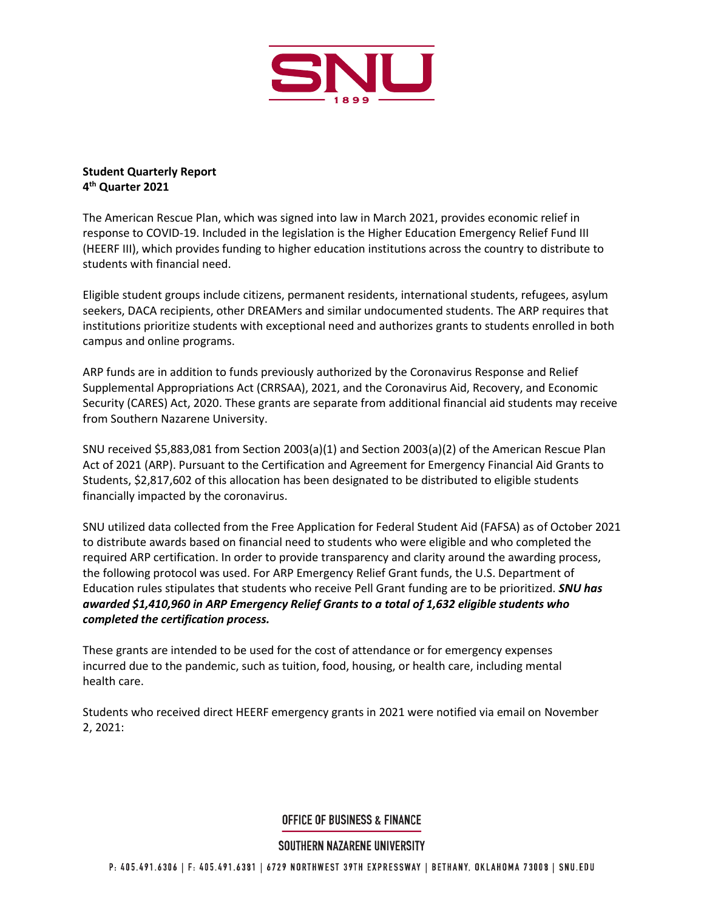**Student Quarterly Report**
**4th Quarter 2021**

The American Rescue Plan, which was signed into law in March 2021, provides economic relief in response to COVID-19. Included in the legislation is the Higher Education Emergency Relief Fund III (HEERF III), which provides funding to higher education institutions across the country to distribute to students with financial need.

Eligible student groups include citizens, permanent residents, international students, refugees, asylum seekers, DACA recipients, other DREAMers and similar undocumented students. The ARP requires that institutions prioritize students with exceptional need and authorizes grants to students enrolled in both campus and online programs.

ARP funds are in addition to funds previously authorized by the Coronavirus Response and Relief Supplemental Appropriations Act (CRRSAA), 2021, and the Coronavirus Aid, Recovery, and Economic Security (CARES) Act, 2020. These grants are separate from additional financial aid students may receive from Southern Nazarene University.

SNU received $5,883,081 from Section 2003(a)(1) and Section 2003(a)(2) of the American Rescue Plan Act of 2021 (ARP). Pursuant to the Certification and Agreement for Emergency Financial Aid Grants to Students, $2,817,602 of this allocation has been designated to be distributed to eligible students financially impacted by the coronavirus.

SNU utilized data collected from the Free Application for Federal Student Aid (FAFSA) as of October 2021 to distribute awards based on financial need to students who were eligible and who completed the required ARP certification. In order to provide transparency and clarity around the awarding process, the following protocol was used. For ARP Emergency Relief Grant funds, the U.S. Department of Education rules stipulates that students who receive Pell Grant funding are to be prioritized. ***SNU has awarded $1,410,960 in ARP Emergency Relief Grants to a total of 1,632 eligible students who completed the certification process.***

These grants are intended to be used for the cost of attendance or for emergency expenses incurred due to the pandemic, such as tuition, food, housing, or health care, including mental health care.

Students who received direct HEERF emergency grants in 2021 were notified via email on November 2, 2021: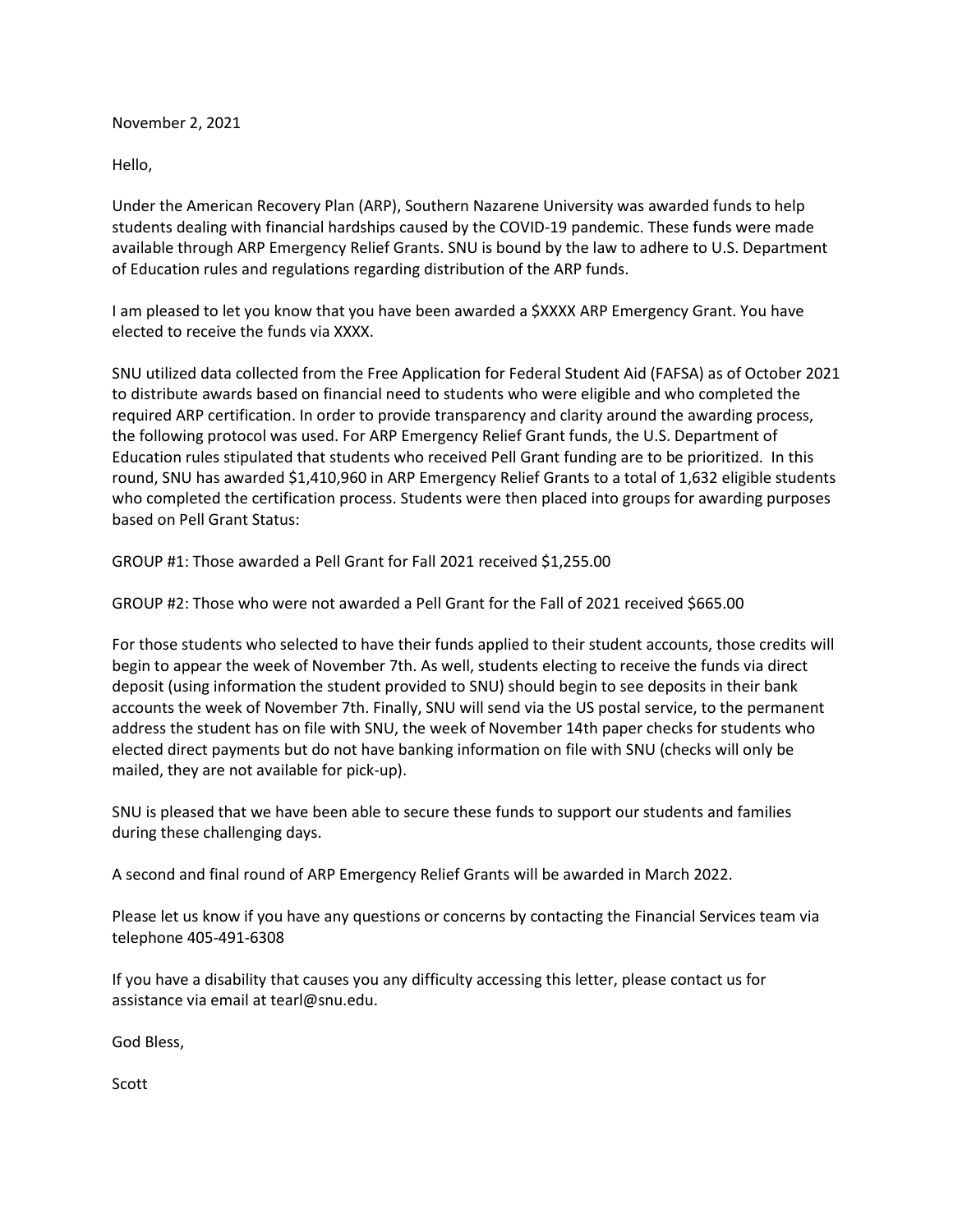November 2, 2021

Hello,

Under the American Recovery Plan (ARP), Southern Nazarene University was awarded funds to help students dealing with financial hardships caused by the COVID-19 pandemic. These funds were made available through ARP Emergency Relief Grants. SNU is bound by the law to adhere to U.S. Department of Education rules and regulations regarding distribution of the ARP funds.

I am pleased to let you know that you have been awarded a $XXXX ARP Emergency Grant. You have elected to receive the funds via XXXX.

SNU utilized data collected from the Free Application for Federal Student Aid (FAFSA) as of October 2021 to distribute awards based on financial need to students who were eligible and who completed the required ARP certification. In order to provide transparency and clarity around the awarding process, the following protocol was used. For ARP Emergency Relief Grant funds, the U.S. Department of Education rules stipulated that students who received Pell Grant funding are to be prioritized. In this round, SNU has awarded $1,410,960 in ARP Emergency Relief Grants to a total of 1,632 eligible students who completed the certification process. Students were then placed into groups for awarding purposes based on Pell Grant Status:

GROUP #1: Those awarded a Pell Grant for Fall 2021 received $1,255.00

GROUP #2: Those who were not awarded a Pell Grant for the Fall of 2021 received $665.00

For those students who selected to have their funds applied to their student accounts, those credits will begin to appear the week of November 7th. As well, students electing to receive the funds via direct deposit (using information the student provided to SNU) should begin to see deposits in their bank accounts the week of November 7th. Finally, SNU will send via the US postal service, to the permanent address the student has on file with SNU, the week of November 14th paper checks for students who elected direct payments but do not have banking information on file with SNU (checks will only be mailed, they are not available for pick-up).

SNU is pleased that we have been able to secure these funds to support our students and families during these challenging days.

A second and final round of ARP Emergency Relief Grants will be awarded in March 2022.

Please let us know if you have any questions or concerns by contacting the Financial Services team via telephone 405-491-6308

If you have a disability that causes you any difficulty accessing this letter, please contact us for assistance via email at tearl@snu.edu.

God Bless,

Scott